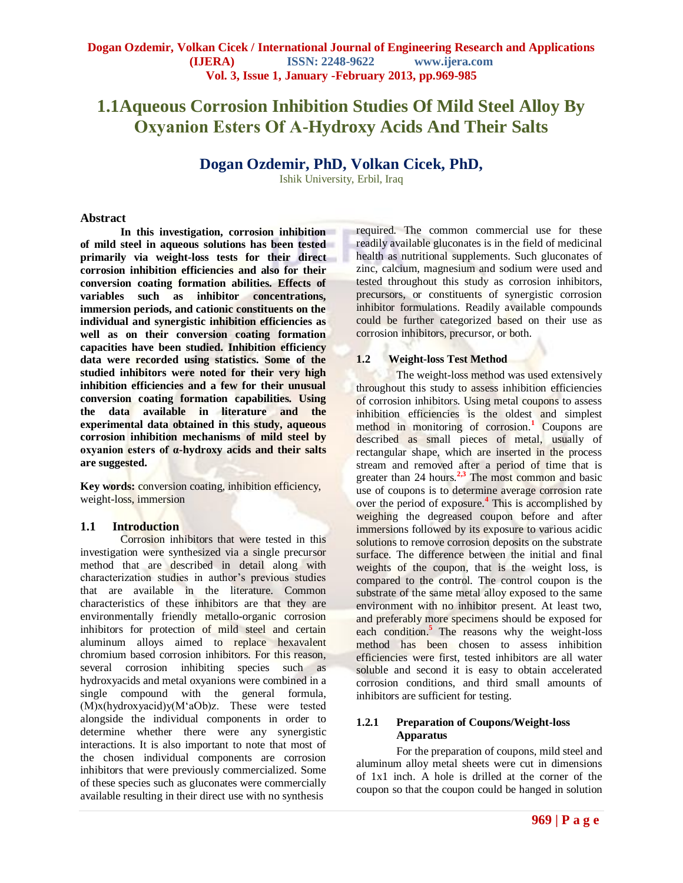# 1.1Aqueous Corrosion Inhibition Studies Of Mild Steel Alloy By Oxyanion Esters Of Α-Hydroxy Acids And Their Salts

**Dogan Ozdemir, PhD, Volkan Cicek, PhD,**

Ishik University, Erbil, Iraq

## Abstract

**In this investigation, corrosion inhibition of mild steel in aqueous solutions has been tested primarily via weight-loss tests for their direct corrosion inhibition efficiencies and also for their conversion coating formation abilities. Effects of variables such as inhibitor concentrations, immersion periods, and cationic constituents on the individual and synergistic inhibition efficiencies as well as on their conversion coating formation capacities have been studied. Inhibition efficiency data were recorded using statistics. Some of the studied inhibitors were noted for their very high inhibition efficiencies and a few for their unusual conversion coating formation capabilities. Using the data available in literature and the experimental data obtained in this study, aqueous corrosion inhibition mechanisms of mild steel by oxyanion esters of α-hydroxy acids and their salts are suggested.**

**Key words:** conversion coating, inhibition efficiency, weight-loss, immersion

## 1.1 Introduction

Corrosion inhibitors that were tested in this investigation were synthesized via a single precursor method that are described in detail along with characterization studies in author's previous studies that are available in the literature. Common characteristics of these inhibitors are that they are environmentally friendly metallo-organic corrosion inhibitors for protection of mild steel and certain aluminum alloys aimed to replace hexavalent chromium based corrosion inhibitors. For this reason, several corrosion inhibiting species such as hydroxyacids and metal oxyanions were combined in a single compound with the general formula, (M)x(hydroxyacid)y(M'aOb)z. These were tested alongside the individual components in order to determine whether there were any synergistic interactions. It is also important to note that most of the chosen individual components are corrosion inhibitors that were previously commercialized. Some of these species such as gluconates were commercially available resulting in their direct use with no synthesis required. The common commercial use for these readily available gluconates is in the field of medicinal health as nutritional supplements. Such gluconates of zinc, calcium, magnesium and sodium were used and tested throughout this study as corrosion inhibitors, precursors, or constituents of synergistic corrosion inhibitor formulations. Readily available compounds could be further categorized based on their use as corrosion inhibitors, precursor, or both.

## 1.2 Weight-loss Test Method

The weight-loss method was used extensively throughout this study to assess inhibition efficiencies of corrosion inhibitors. Using metal coupons to assess inhibition efficiencies is the oldest and simplest method in monitoring of corrosion.[1] Coupons are described as small pieces of metal, usually of rectangular shape, which are inserted in the process stream and removed after a period of time that is greater than 24 hours.[2,3] The most common and basic use of coupons is to determine average corrosion rate over the period of exposure.[4] This is accomplished by weighing the degreased coupon before and after immersions followed by its exposure to various acidic solutions to remove corrosion deposits on the substrate surface. The difference between the initial and final weights of the coupon, that is the weight loss, is compared to the control. The control coupon is the substrate of the same metal alloy exposed to the same environment with no inhibitor present. At least two, and preferably more specimens should be exposed for each condition.[5] The reasons why the weight-loss method has been chosen to assess inhibition efficiencies were first, tested inhibitors are all water soluble and second it is easy to obtain accelerated corrosion conditions, and third small amounts of inhibitors are sufficient for testing.

### 1.2.1 Preparation of Coupons/Weight-loss Apparatus

For the preparation of coupons, mild steel and aluminum alloy metal sheets were cut in dimensions of 1x1 inch. A hole is drilled at the corner of the coupon so that the coupon could be hanged in solution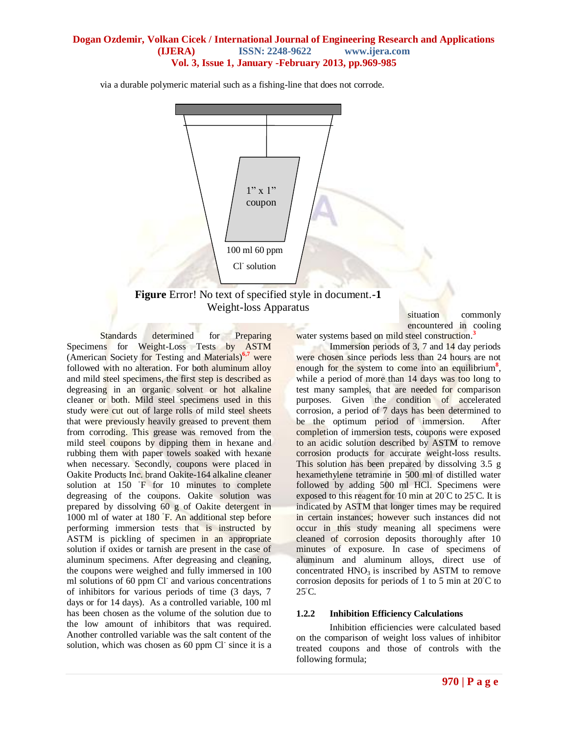via a durable polymeric material such as a fishing-line that does not corrode.

1" x 1" coupon

100 ml 60 ppm $Cl^-$ solution

**Figure** Error! No text of specified style in document.**-1** Weight-loss Apparatus

Standards determined for Preparing Specimens for Weight-Loss Tests by ASTM (American Society for Testing and Materials)[6,7] were followed with no alteration. For both aluminum alloy and mild steel specimens, the first step is described as degreasing in an organic solvent or hot alkaline cleaner or both. Mild steel specimens used in this study were cut out of large rolls of mild steel sheets that were previously heavily greased to prevent them from corroding. This grease was removed from the mild steel coupons by dipping them in hexane and rubbing them with paper towels soaked with hexane when necessary. Secondly, coupons were placed in Oakite Products Inc. brand Oakite-164 alkaline cleaner solution at 150 ˚F for 10 minutes to complete degreasing of the coupons. Oakite solution was prepared by dissolving 60 g of Oakite detergent in 1000 ml of water at 180 ˚F. An additional step before performing immersion tests that is instructed by ASTM is pickling of specimen in an appropriate solution if oxides or tarnish are present in the case of aluminum specimens. After degreasing and cleaning, the coupons were weighed and fully immersed in 100 ml solutions of 60 ppm $Cl^-$ and various concentrations of inhibitors for various periods of time (3 days, 7 days or for 14 days). As a controlled variable, 100 ml has been chosen as the volume of the solution due to the low amount of inhibitors that was required. Another controlled variable was the salt content of the solution, which was chosen as 60 ppm $Cl^-$ since it is a situation commonly encountered in cooling water systems based on mild steel construction.[3]

Immersion periods of 3, 7 and 14 day periods were chosen since periods less than 24 hours are not enough for the system to come into an equilibrium[8], while a period of more than 14 days was too long to test many samples, that are needed for comparison purposes. Given the condition of accelerated corrosion, a period of 7 days has been determined to be the optimum period of immersion. After completion of immersion tests, coupons were exposed to an acidic solution described by ASTM to remove corrosion products for accurate weight-loss results. This solution has been prepared by dissolving 3.5 g hexamethylene tetramine in 500 ml of distilled water followed by adding 500 ml HCl. Specimens were exposed to this reagent for 10 min at 20˚C to 25˚C. It is indicated by ASTM that longer times may be required in certain instances; however such instances did not occur in this study meaning all specimens were cleaned of corrosion deposits thoroughly after 10 minutes of exposure. In case of specimens of aluminum and aluminum alloys, direct use of concentrated $HNO_3$ is inscribed by ASTM to remove corrosion deposits for periods of 1 to 5 min at 20˚C to 25˚C.

### 1.2.2 Inhibition Efficiency Calculations

Inhibition efficiencies were calculated based on the comparison of weight loss values of inhibitor treated coupons and those of controls with the following formula;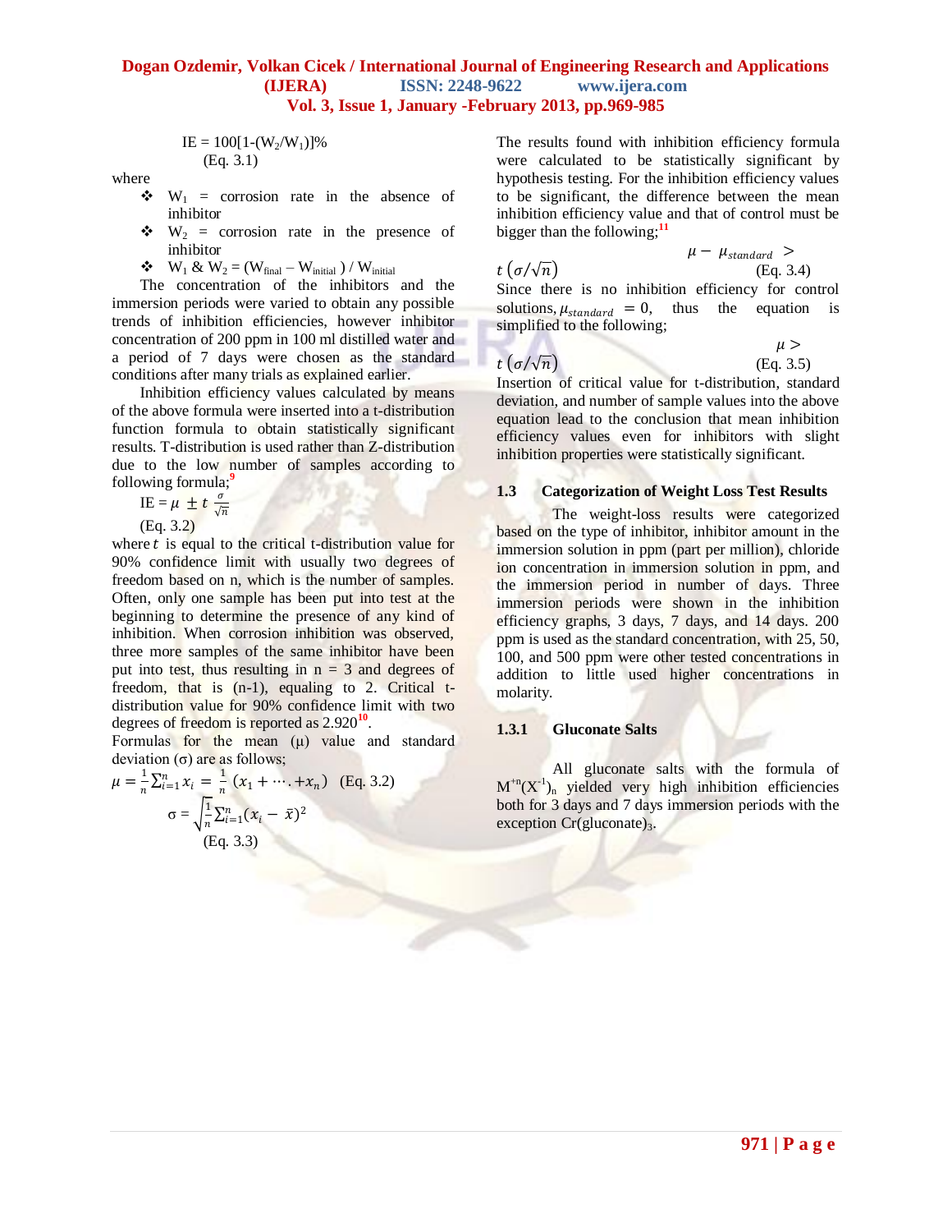$$IE = 100[1-(W_2/W_1)]\%$$
(Eq. 3.1)

where

- $W_1$ = corrosion rate in the absence of inhibitor
- $W_2$ = corrosion rate in the presence of inhibitor
- $W_1$ & $W_2$ = ($W_{final}$ – $W_{initial}$ ) / $W_{initial}$

The concentration of the inhibitors and the immersion periods were varied to obtain any possible trends of inhibition efficiencies, however inhibitor concentration of 200 ppm in 100 ml distilled water and a period of 7 days were chosen as the standard conditions after many trials as explained earlier.

Inhibition efficiency values calculated by means of the above formula were inserted into a t-distribution function formula to obtain statistically significant results. T-distribution is used rather than Z-distribution due to the low number of samples according to following formula;[9]

$$IE = \mu \pm t \frac{\sigma}{\sqrt{n}}$$
(Eq. 3.2)

where $t$ is equal to the critical t-distribution value for 90% confidence limit with usually two degrees of freedom based on n, which is the number of samples. Often, only one sample has been put into test at the beginning to determine the presence of any kind of inhibition. When corrosion inhibition was observed, three more samples of the same inhibitor have been put into test, thus resulting in n = 3 and degrees of freedom, that is (n-1), equaling to 2. Critical t-distribution value for 90% confidence limit with two degrees of freedom is reported as 2.920[10].

Formulas for the mean (μ) value and standard deviation (σ) are as follows;

$$\mu = \frac{1}{n}\sum_{i=1}^{n} x_i = \frac{1}{n}\,(x_1 + \cdots + x_n) \quad \text{(Eq. 3.2)}$$

$$\sigma = \sqrt{\frac{1}{n}\sum_{i=1}^{n}(x_i - \bar{x})^2}$$
(Eq. 3.3)

The results found with inhibition efficiency formula were calculated to be statistically significant by hypothesis testing. For the inhibition efficiency values to be significant, the difference between the mean inhibition efficiency value and that of control must be bigger than the following;[11]

$$\mu - \mu_{standard} > t\left(\sigma/\sqrt{n}\right)$$
(Eq. 3.4)

Since there is no inhibition efficiency for control solutions, $\mu_{standard} = 0$, thus the equation is simplified to the following;

$$\mu > t\left(\sigma/\sqrt{n}\right)$$
(Eq. 3.5)

Insertion of critical value for t-distribution, standard deviation, and number of sample values into the above equation lead to the conclusion that mean inhibition efficiency values even for inhibitors with slight inhibition properties were statistically significant.

### 1.3 Categorization of Weight Loss Test Results

The weight-loss results were categorized based on the type of inhibitor, inhibitor amount in the immersion solution in ppm (part per million), chloride ion concentration in immersion solution in ppm, and the immersion period in number of days. Three immersion periods were shown in the inhibition efficiency graphs, 3 days, 7 days, and 14 days. 200 ppm is used as the standard concentration, with 25, 50, 100, and 500 ppm were other tested concentrations in addition to little used higher concentrations in molarity.

#### 1.3.1 Gluconate Salts

All gluconate salts with the formula of $M^{+n}(X^{-1})_n$ yielded very high inhibition efficiencies both for 3 days and 7 days immersion periods with the exception $Cr(gluconate)_3$.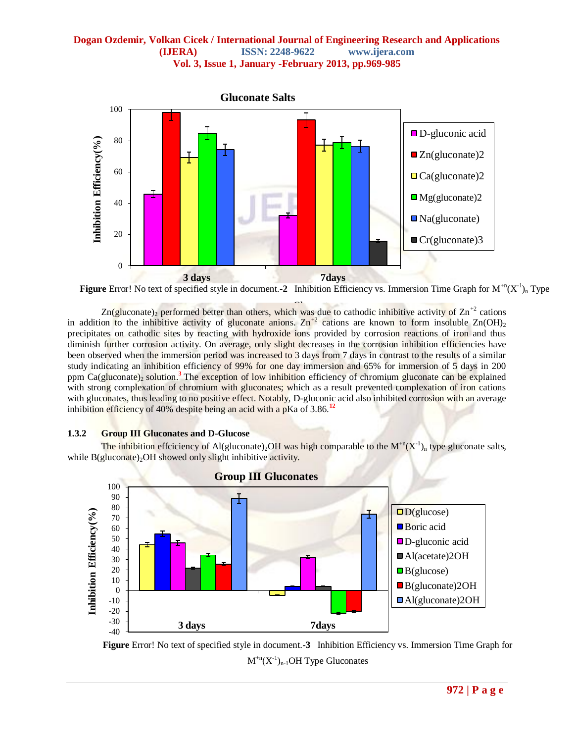**Figure** Error! No text of specified style in document.**-2** Inhibition Efficiency vs. Immersion Time Graph for $M^{+n}(X^{-1})_n$ Type Gluconates

$Zn(gluconate)_2$ performed better than others, which was due to cathodic inhibitive activity of $Zn^{+2}$ cations in addition to the inhibitive activity of gluconate anions. $Zn^{+2}$ cations are known to form insoluble $Zn(OH)_2$ precipitates on cathodic sites by reacting with hydroxide ions provided by corrosion reactions of iron and thus diminish further corrosion activity. On average, only slight decreases in the corrosion inhibition efficiencies have been observed when the immersion period was increased to 3 days from 7 days in contrast to the results of a similar study indicating an inhibition efficiency of 99% for one day immersion and 65% for immersion of 5 days in 200 ppm $Ca(gluconate)_2$ solution.[3] The exception of low inhibition efficiency of chromium gluconate can be explained with strong complexation of chromium with gluconates; which as a result prevented complexation of iron cations with gluconates, thus leading to no positive effect. Notably, D-gluconic acid also inhibited corrosion with an average inhibition efficiency of 40% despite being an acid with a pKa of 3.86.[12]

### 1.3.2 Group III Gluconates and D-Glucose

The inhibition effciciency of $Al(gluconate)_2OH$ was high comparable to the $M^{+n}(X^{-1})_n$ type gluconate salts, while $B(gluconate)_2OH$ showed only slight inhibitive activity.

**Figure** Error! No text of specified style in document.**-3** Inhibition Efficiency vs. Immersion Time Graph for $M^{+n}(X^{-1})_{n-1}OH$ Type Gluconates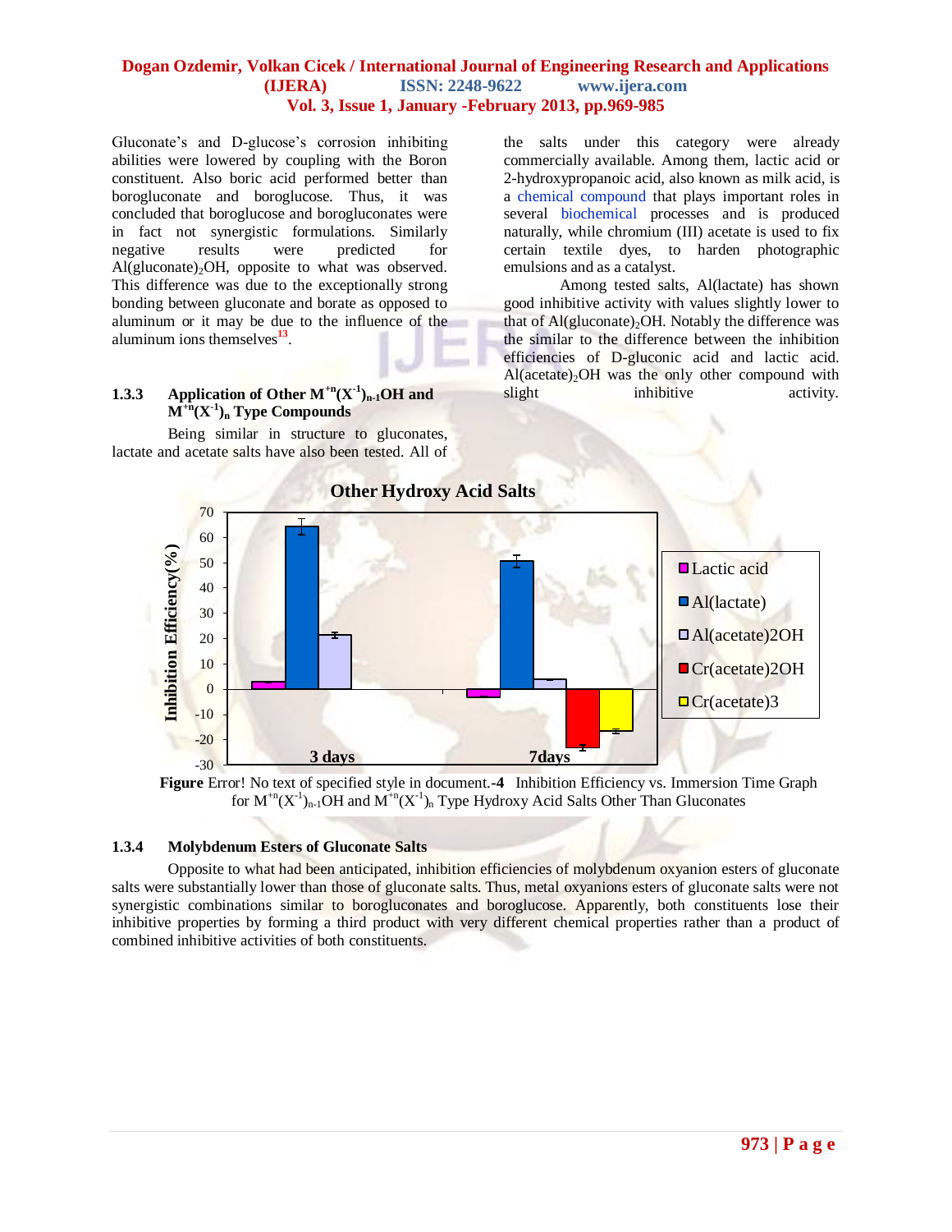Gluconate's and D-glucose's corrosion inhibiting abilities were lowered by coupling with the Boron constituent. Also boric acid performed better than borogluconate and boroglucose. Thus, it was concluded that boroglucose and borogluconates were in fact not synergistic formulations. Similarly negative results were predicted for $Al(gluconate)_2OH$, opposite to what was observed. This difference was due to the exceptionally strong bonding between gluconate and borate as opposed to aluminum or it may be due to the influence of the aluminum ions themselves[13].

### 1.3.3 Application of Other $M^{+n}(X^{-1})_{n-1}OH$ and $M^{+n}(X^{-1})_n$ Type Compounds

Being similar in structure to gluconates, lactate and acetate salts have also been tested. All of the salts under this category were already commercially available. Among them, lactic acid or 2-hydroxypropanoic acid, also known as milk acid, is a chemical compound that plays important roles in several biochemical processes and is produced naturally, while chromium (III) acetate is used to fix certain textile dyes, to harden photographic emulsions and as a catalyst.

Among tested salts, Al(lactate) has shown good inhibitive activity with values slightly lower to that of $Al(gluconate)_2OH$. Notably the difference was the similar to the difference between the inhibition efficiencies of D-gluconic acid and lactic acid. $Al(acetate)_2OH$ was the only other compound with slight inhibitive activity.

**Figure** Error! No text of specified style in document.**-4** Inhibition Efficiency vs. Immersion Time Graph for $M^{+n}(X^{-1})_{n-1}OH$ and $M^{+n}(X^{-1})_n$ Type Hydroxy Acid Salts Other Than Gluconates

### 1.3.4 Molybdenum Esters of Gluconate Salts

Opposite to what had been anticipated, inhibition efficiencies of molybdenum oxyanion esters of gluconate salts were substantially lower than those of gluconate salts. Thus, metal oxyanions esters of gluconate salts were not synergistic combinations similar to borogluconates and boroglucose. Apparently, both constituents lose their inhibitive properties by forming a third product with very different chemical properties rather than a product of combined inhibitive activities of both constituents.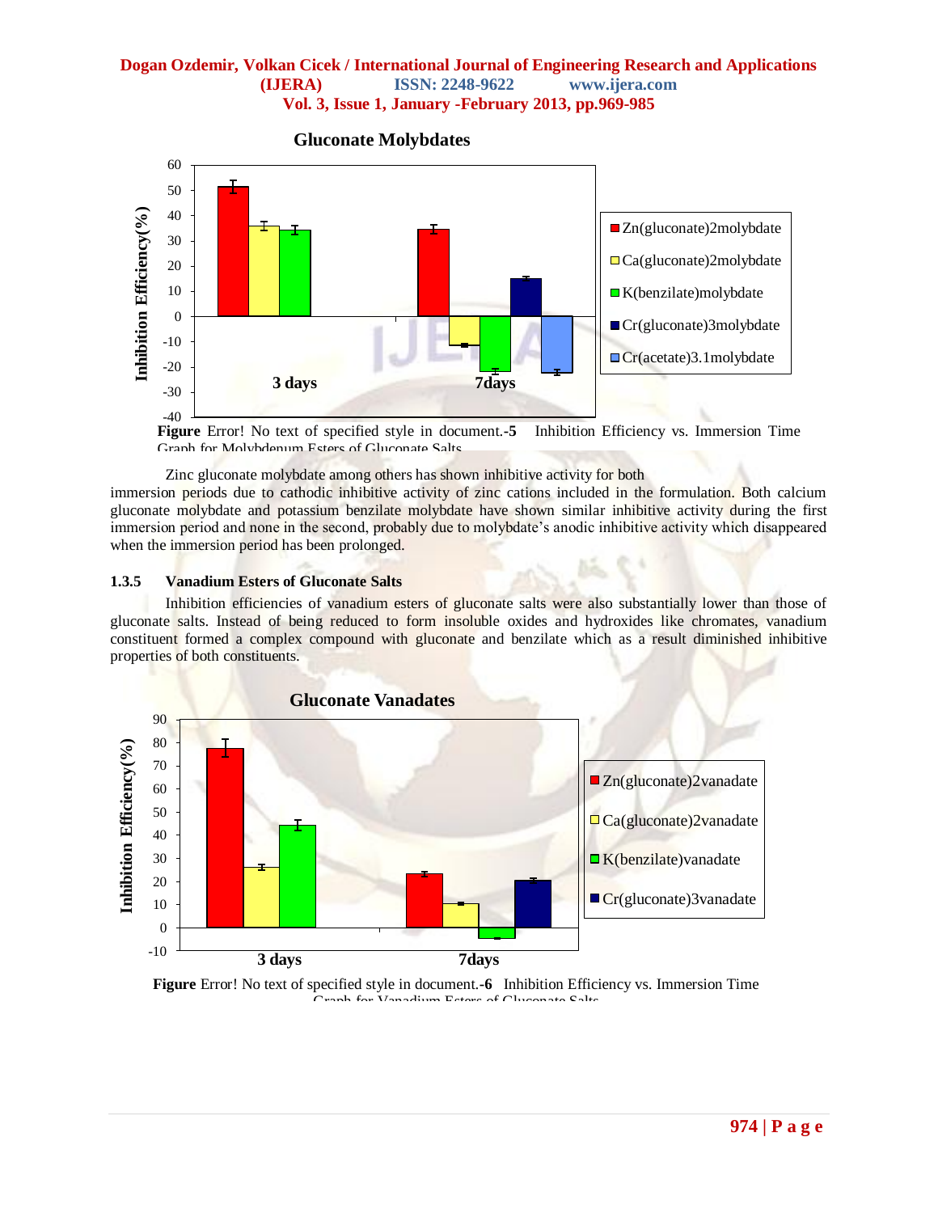**Figure** Error! No text of specified style in document.**-5** Inhibition Efficiency vs. Immersion Time Graph for Molybdenum Esters of Gluconate Salts

Zinc gluconate molybdate among others has shown inhibitive activity for both immersion periods due to cathodic inhibitive activity of zinc cations included in the formulation. Both calcium gluconate molybdate and potassium benzilate molybdate have shown similar inhibitive activity during the first immersion period and none in the second, probably due to molybdate's anodic inhibitive activity which disappeared when the immersion period has been prolonged.

### 1.3.5 Vanadium Esters of Gluconate Salts

Inhibition efficiencies of vanadium esters of gluconate salts were also substantially lower than those of gluconate salts. Instead of being reduced to form insoluble oxides and hydroxides like chromates, vanadium constituent formed a complex compound with gluconate and benzilate which as a result diminished inhibitive properties of both constituents.

**Figure** Error! No text of specified style in document.**-6** Inhibition Efficiency vs. Immersion Time Graph for Vanadium Esters of Gluconate Salts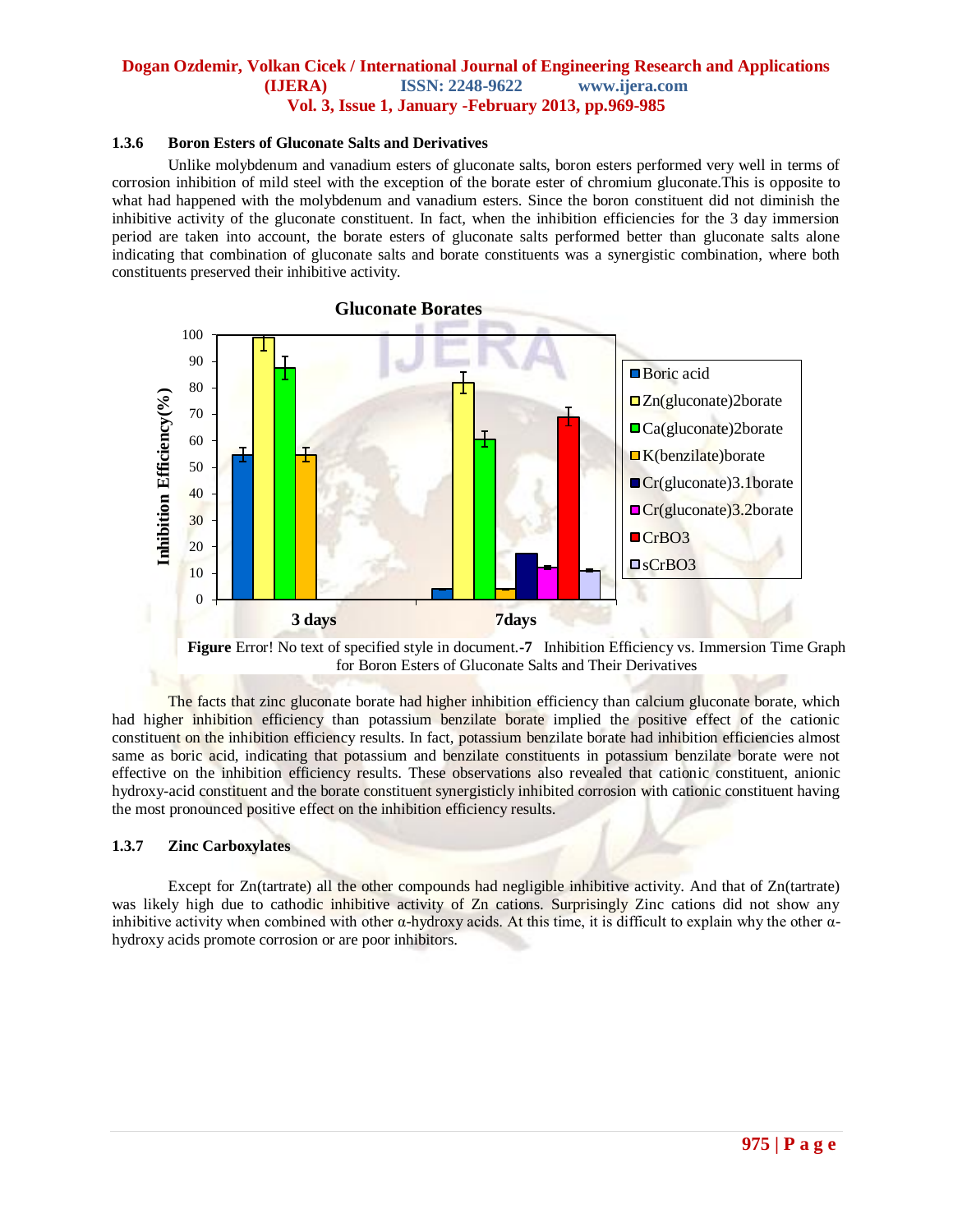### 1.3.6 Boron Esters of Gluconate Salts and Derivatives

Unlike molybdenum and vanadium esters of gluconate salts, boron esters performed very well in terms of corrosion inhibition of mild steel with the exception of the borate ester of chromium gluconate.This is opposite to what had happened with the molybdenum and vanadium esters. Since the boron constituent did not diminish the inhibitive activity of the gluconate constituent. In fact, when the inhibition efficiencies for the 3 day immersion period are taken into account, the borate esters of gluconate salts performed better than gluconate salts alone indicating that combination of gluconate salts and borate constituents was a synergistic combination, where both constituents preserved their inhibitive activity.

**Figure** Error! No text of specified style in document.**-7** Inhibition Efficiency vs. Immersion Time Graph for Boron Esters of Gluconate Salts and Their Derivatives

The facts that zinc gluconate borate had higher inhibition efficiency than calcium gluconate borate, which had higher inhibition efficiency than potassium benzilate borate implied the positive effect of the cationic constituent on the inhibition efficiency results. In fact, potassium benzilate borate had inhibition efficiencies almost same as boric acid, indicating that potassium and benzilate constituents in potassium benzilate borate were not effective on the inhibition efficiency results. These observations also revealed that cationic constituent, anionic hydroxy-acid constituent and the borate constituent synergisticly inhibited corrosion with cationic constituent having the most pronounced positive effect on the inhibition efficiency results.

### 1.3.7 Zinc Carboxylates

Except for Zn(tartrate) all the other compounds had negligible inhibitive activity. And that of Zn(tartrate) was likely high due to cathodic inhibitive activity of Zn cations. Surprisingly Zinc cations did not show any inhibitive activity when combined with other α-hydroxy acids. At this time, it is difficult to explain why the other α-hydroxy acids promote corrosion or are poor inhibitors.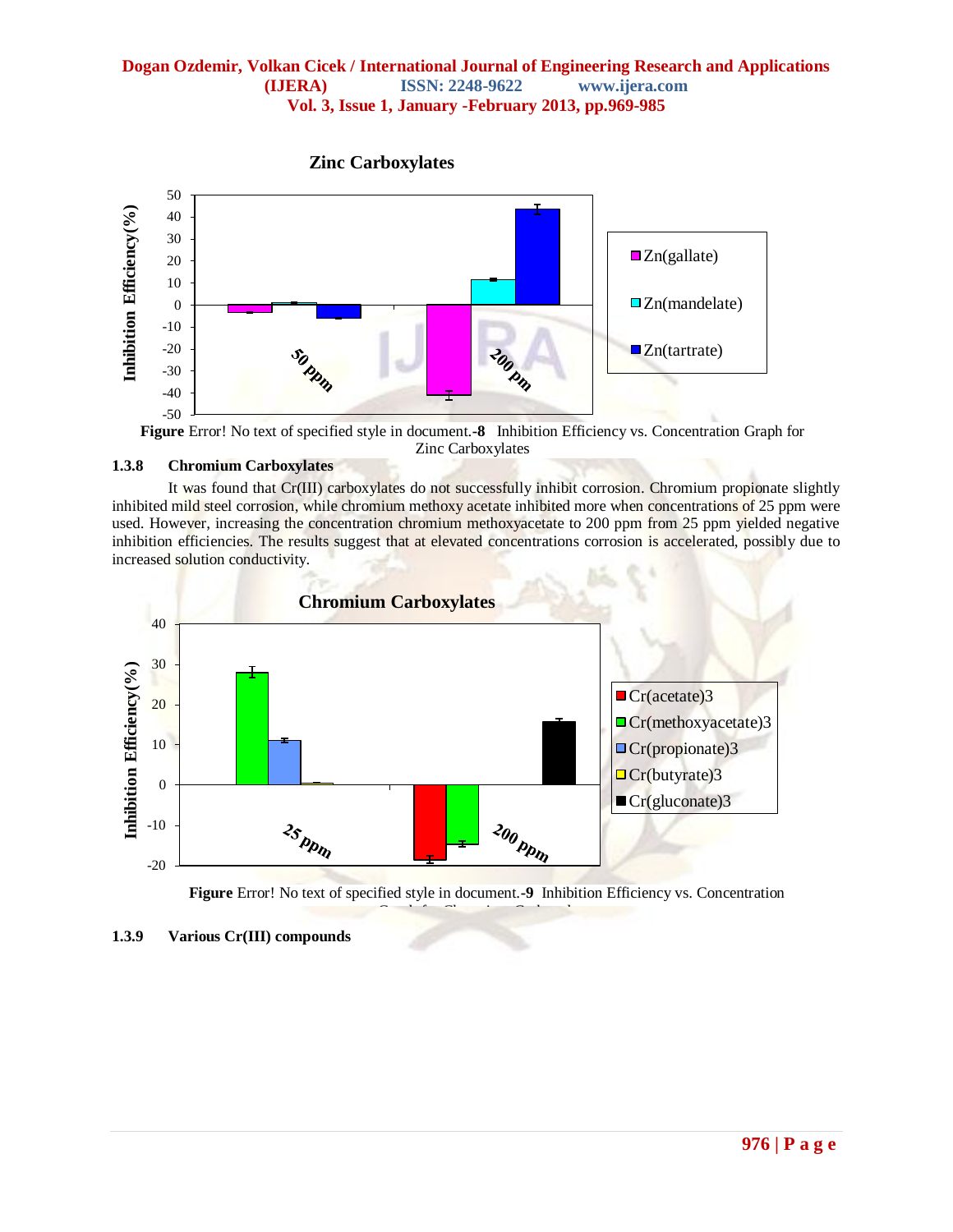Figure Error! No text of specified style in document.-8 Inhibition Efficiency vs. Concentration Graph for Zinc Carboxylates

### 1.3.8 Chromium Carboxylates

It was found that Cr(III) carboxylates do not successfully inhibit corrosion. Chromium propionate slightly inhibited mild steel corrosion, while chromium methoxy acetate inhibited more when concentrations of 25 ppm were used. However, increasing the concentration chromium methoxyacetate to 200 ppm from 25 ppm yielded negative inhibition efficiencies. The results suggest that at elevated concentrations corrosion is accelerated, possibly due to increased solution conductivity.

Figure Error! No text of specified style in document.-9 Inhibition Efficiency vs. Concentration Graph for Chromium Carboxylates

### 1.3.9 Various Cr(III) compounds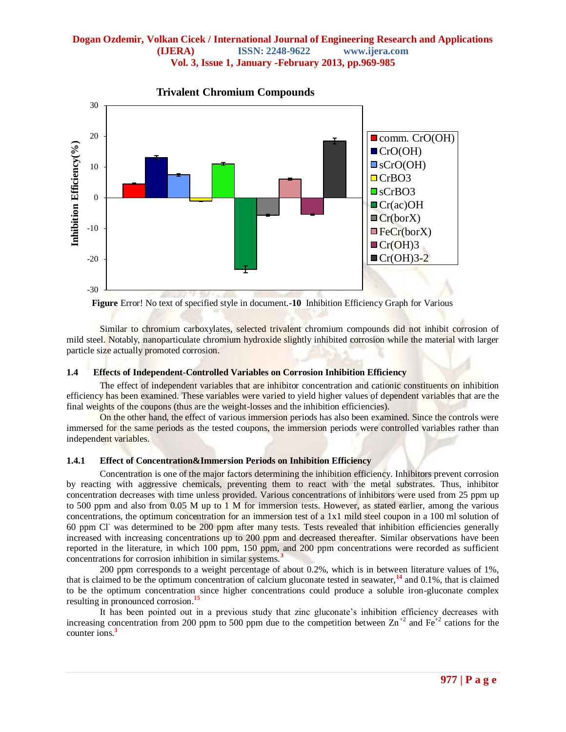**Figure** Error! No text of specified style in document.**-10** Inhibition Efficiency Graph for Various

Similar to chromium carboxylates, selected trivalent chromium compounds did not inhibit corrosion of mild steel. Notably, nanoparticulate chromium hydroxide slightly inhibited corrosion while the material with larger particle size actually promoted corrosion.

### 1.4 Effects of Independent-Controlled Variables on Corrosion Inhibition Efficiency

The effect of independent variables that are inhibitor concentration and cationic constituents on inhibition efficiency has been examined. These variables were varied to yield higher values of dependent variables that are the final weights of the coupons (thus are the weight-losses and the inhibition efficiencies).

On the other hand, the effect of various immersion periods has also been examined. Since the controls were immersed for the same periods as the tested coupons, the immersion periods were controlled variables rather than independent variables.

#### 1.4.1 Effect of Concentration&Immersion Periods on Inhibition Efficiency

Concentration is one of the major factors determining the inhibition efficiency. Inhibitors prevent corrosion by reacting with aggressive chemicals, preventing them to react with the metal substrates. Thus, inhibitor concentration decreases with time unless provided. Various concentrations of inhibitors were used from 25 ppm up to 500 ppm and also from 0.05 M up to 1 M for immersion tests. However, as stated earlier, among the various concentrations, the optimum concentration for an immersion test of a 1x1 mild steel coupon in a 100 ml solution of 60 ppm $Cl^-$ was determined to be 200 ppm after many tests. Tests revealed that inhibition efficiencies generally increased with increasing concentrations up to 200 ppm and decreased thereafter. Similar observations have been reported in the literature, in which 100 ppm, 150 ppm, and 200 ppm concentrations were recorded as sufficient concentrations for corrosion inhibition in similar systems.[3]

200 ppm corresponds to a weight percentage of about 0.2%, which is in between literature values of 1%, that is claimed to be the optimum concentration of calcium gluconate tested in seawater,[14] and 0.1%, that is claimed to be the optimum concentration since higher concentrations could produce a soluble iron-gluconate complex resulting in pronounced corrosion.[15]

It has been pointed out in a previous study that zinc gluconate's inhibition efficiency decreases with increasing concentration from 200 ppm to 500 ppm due to the competition between $Zn^{+2}$ and $Fe^{+2}$ cations for the counter ions.[3]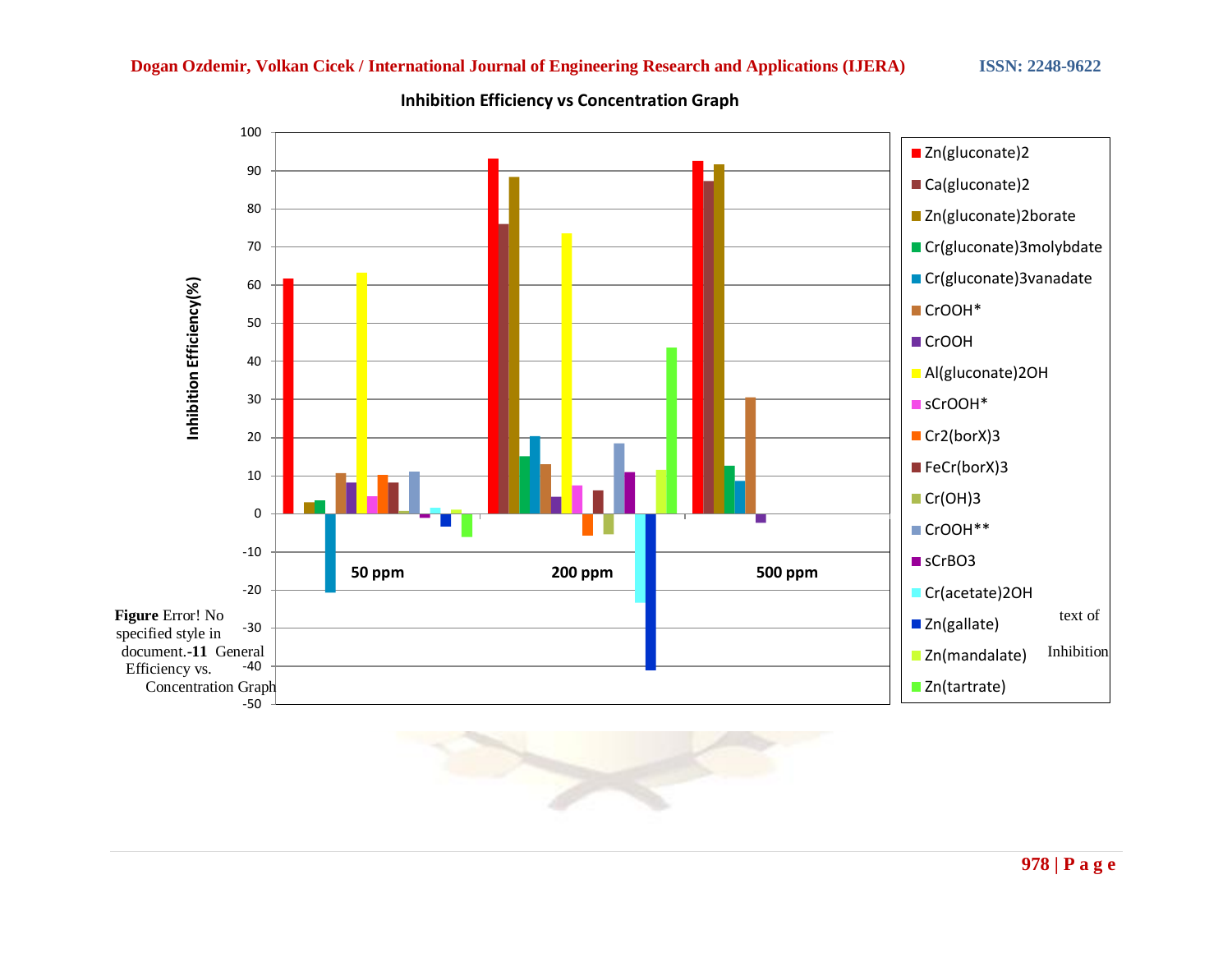**Inhibition Efficiency vs Concentration Graph**

**Figure** Error! No specified style in document.**-11** General text of Inhibition Efficiency vs. Concentration Graph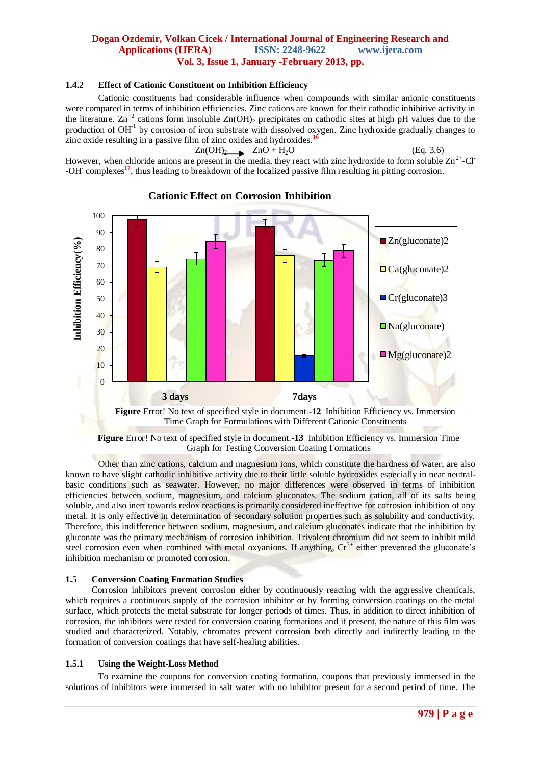### 1.4.2 Effect of Cationic Constituent on Inhibition Efficiency

Cationic constituents had considerable influence when compounds with similar anionic constituents were compared in terms of inhibition efficiencies. Zinc cations are known for their cathodic inhibitive activity in the literature. $Zn^{+2}$ cations form insoluble $Zn(OH)_2$ precipitates on cathodic sites at high pH values due to the production of $OH^{-1}$ by corrosion of iron substrate with dissolved oxygen. Zinc hydroxide gradually changes to zinc oxide resulting in a passive film of zinc oxides and hydroxides.[16]

$$Zn(OH)_2 \longrightarrow ZnO + H_2O \qquad \text{(Eq. 3.6)}$$

However, when chloride anions are present in the media, they react with zinc hydroxide to form soluble $Zn^{2+}$-$Cl^-$-$OH^-$ complexes[17], thus leading to breakdown of the localized passive film resulting in pitting corrosion.

**Figure** Error! No text of specified style in document.**-12** Inhibition Efficiency vs. Immersion Time Graph for Formulations with Different Cationic Constituents

**Figure** Error! No text of specified style in document.**-13** Inhibition Efficiency vs. Immersion Time Graph for Testing Conversion Coating Formations

Other than zinc cations, calcium and magnesium ions, which constitute the hardness of water, are also known to have slight cathodic inhibitive activity due to their little soluble hydroxides especially in near neutral-basic conditions such as seawater. However, no major differences were observed in terms of inhibition efficiencies between sodium, magnesium, and calcium gluconates. The sodium cation, all of its salts being soluble, and also inert towards redox reactions is primarily considered ineffective for corrosion inhibition of any metal. It is only effective in determination of secondary solution properties such as solubility and conductivity. Therefore, this indifference between sodium, magnesium, and calcium gluconates indicate that the inhibition by gluconate was the primary mechanism of corrosion inhibition. Trivalent chromium did not seem to inhibit mild steel corrosion even when combined with metal oxyanions. If anything, $Cr^{3+}$ either prevented the gluconate's inhibition mechanism or promoted corrosion.

## 1.5 Conversion Coating Formation Studies

Corrosion inhibitors prevent corrosion either by continuously reacting with the aggressive chemicals, which requires a continuous supply of the corrosion inhibitor or by forming conversion coatings on the metal surface, which protects the metal substrate for longer periods of times. Thus, in addition to direct inhibition of corrosion, the inhibitors were tested for conversion coating formations and if present, the nature of this film was studied and characterized. Notably, chromates prevent corrosion both directly and indirectly leading to the formation of conversion coatings that have self-healing abilities.

### 1.5.1 Using the Weight-Loss Method

To examine the coupons for conversion coating formation, coupons that previously immersed in the solutions of inhibitors were immersed in salt water with no inhibitor present for a second period of time. The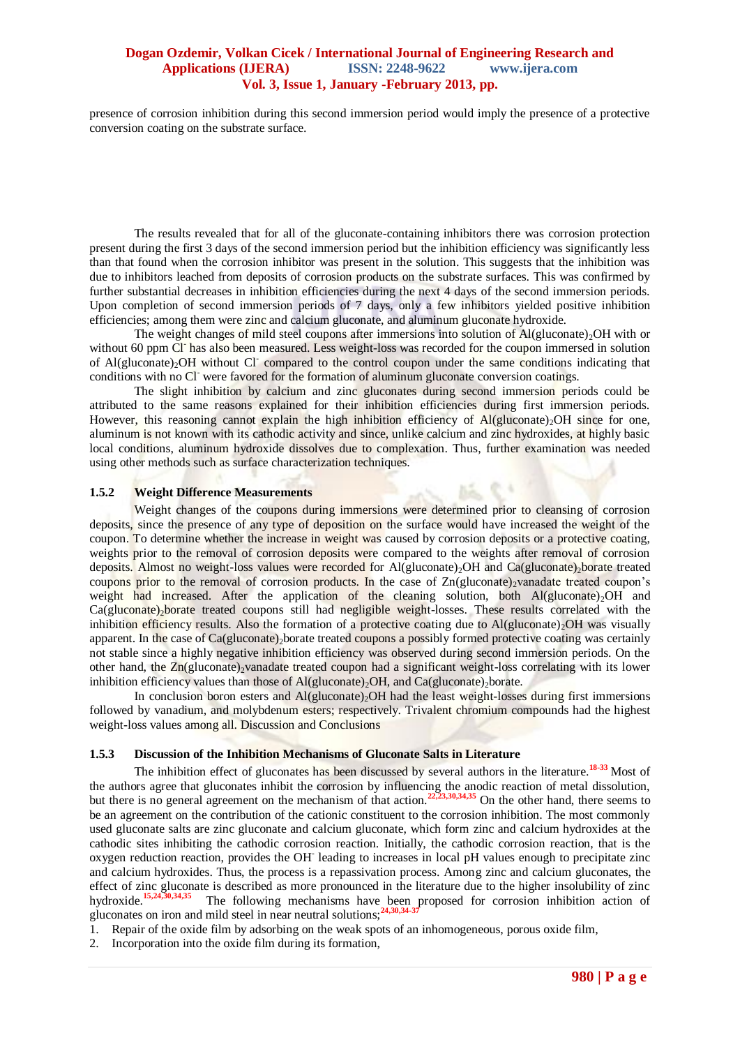presence of corrosion inhibition during this second immersion period would imply the presence of a protective conversion coating on the substrate surface.

The results revealed that for all of the gluconate-containing inhibitors there was corrosion protection present during the first 3 days of the second immersion period but the inhibition efficiency was significantly less than that found when the corrosion inhibitor was present in the solution. This suggests that the inhibition was due to inhibitors leached from deposits of corrosion products on the substrate surfaces. This was confirmed by further substantial decreases in inhibition efficiencies during the next 4 days of the second immersion periods. Upon completion of second immersion periods of 7 days, only a few inhibitors yielded positive inhibition efficiencies; among them were zinc and calcium gluconate, and aluminum gluconate hydroxide.

The weight changes of mild steel coupons after immersions into solution of $Al(gluconate)_2OH$ with or without 60 ppm $Cl^-$ has also been measured. Less weight-loss was recorded for the coupon immersed in solution of $Al(gluconate)_2OH$ without $Cl^-$ compared to the control coupon under the same conditions indicating that conditions with no $Cl^-$ were favored for the formation of aluminum gluconate conversion coatings.

The slight inhibition by calcium and zinc gluconates during second immersion periods could be attributed to the same reasons explained for their inhibition efficiencies during first immersion periods. However, this reasoning cannot explain the high inhibition efficiency of $Al(gluconate)_2OH$ since for one, aluminum is not known with its cathodic activity and since, unlike calcium and zinc hydroxides, at highly basic local conditions, aluminum hydroxide dissolves due to complexation. Thus, further examination was needed using other methods such as surface characterization techniques.

### 1.5.2 Weight Difference Measurements

Weight changes of the coupons during immersions were determined prior to cleansing of corrosion deposits, since the presence of any type of deposition on the surface would have increased the weight of the coupon. To determine whether the increase in weight was caused by corrosion deposits or a protective coating, weights prior to the removal of corrosion deposits were compared to the weights after removal of corrosion deposits. Almost no weight-loss values were recorded for $Al(gluconate)_2OH$ and $Ca(gluconate)_2$borate treated coupons prior to the removal of corrosion products. In the case of $Zn(gluconate)_2$vanadate treated coupon's weight had increased. After the application of the cleaning solution, both $Al(gluconate)_2OH$ and $Ca(gluconate)_2$borate treated coupons still had negligible weight-losses. These results correlated with the inhibition efficiency results. Also the formation of a protective coating due to $Al(gluconate)_2OH$ was visually apparent. In the case of $Ca(gluconate)_2$borate treated coupons a possibly formed protective coating was certainly not stable since a highly negative inhibition efficiency was observed during second immersion periods. On the other hand, the $Zn(gluconate)_2$vanadate treated coupon had a significant weight-loss correlating with its lower inhibition efficiency values than those of $Al(gluconate)_2OH$, and $Ca(gluconate)_2$borate.

In conclusion boron esters and $Al(gluconate)_2OH$ had the least weight-losses during first immersions followed by vanadium, and molybdenum esters; respectively. Trivalent chromium compounds had the highest weight-loss values among all. Discussion and Conclusions

### 1.5.3 Discussion of the Inhibition Mechanisms of Gluconate Salts in Literature

The inhibition effect of gluconates has been discussed by several authors in the literature.[18-33] Most of the authors agree that gluconates inhibit the corrosion by influencing the anodic reaction of metal dissolution, but there is no general agreement on the mechanism of that action.[22,23,30,34,35] On the other hand, there seems to be an agreement on the contribution of the cationic constituent to the corrosion inhibition. The most commonly used gluconate salts are zinc gluconate and calcium gluconate, which form zinc and calcium hydroxides at the cathodic sites inhibiting the cathodic corrosion reaction. Initially, the cathodic corrosion reaction, that is the oxygen reduction reaction, provides the $OH^-$ leading to increases in local pH values enough to precipitate zinc and calcium hydroxides. Thus, the process is a repassivation process. Among zinc and calcium gluconates, the effect of zinc gluconate is described as more pronounced in the literature due to the higher insolubility of zinc hydroxide.[15,24,30,34,35] The following mechanisms have been proposed for corrosion inhibition action of gluconates on iron and mild steel in near neutral solutions;[24,30,34-37]

1. Repair of the oxide film by adsorbing on the weak spots of an inhomogeneous, porous oxide film,
2. Incorporation into the oxide film during its formation,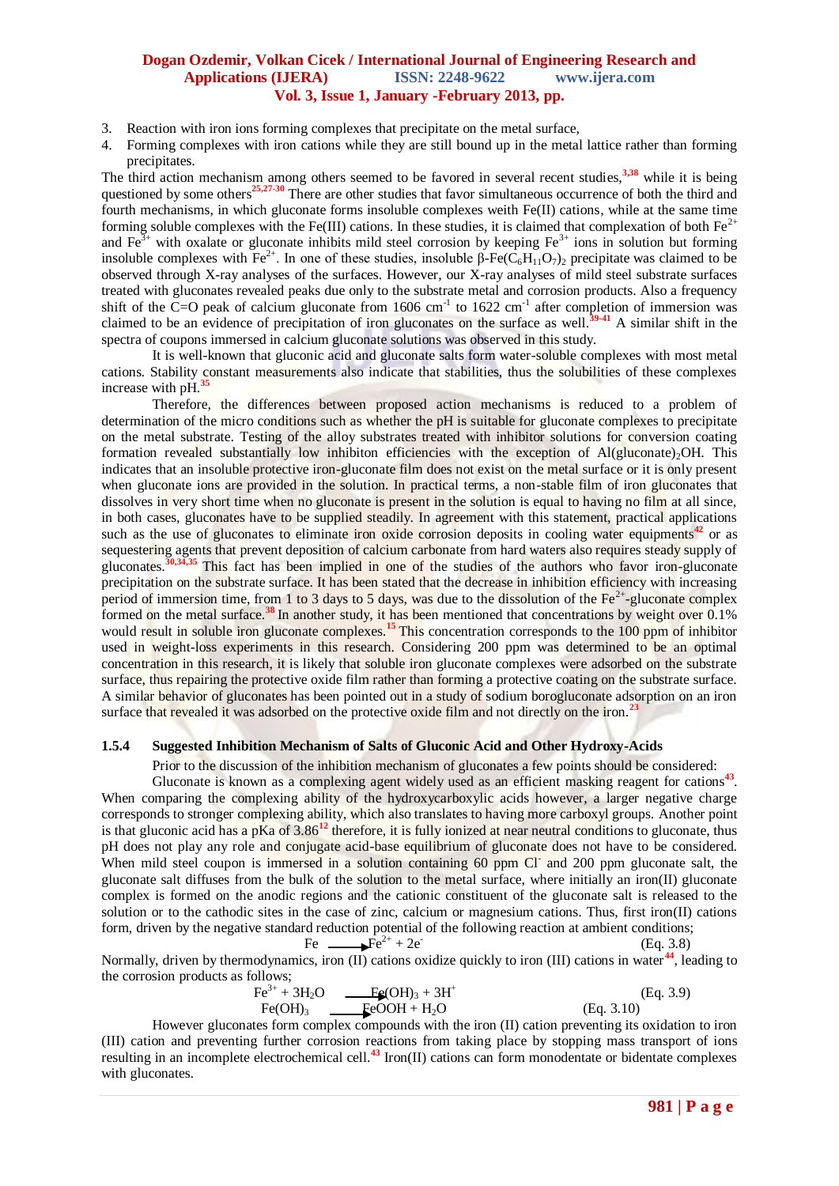3. Reaction with iron ions forming complexes that precipitate on the metal surface,
4. Forming complexes with iron cations while they are still bound up in the metal lattice rather than forming precipitates.

The third action mechanism among others seemed to be favored in several recent studies,[3,38] while it is being questioned by some others[25,27-30] There are other studies that favor simultaneous occurrence of both the third and fourth mechanisms, in which gluconate forms insoluble complexes weith Fe(II) cations, while at the same time forming soluble complexes with the Fe(III) cations. In these studies, it is claimed that complexation of both $Fe^{2+}$ and $Fe^{3+}$ with oxalate or gluconate inhibits mild steel corrosion by keeping $Fe^{3+}$ ions in solution but forming insoluble complexes with $Fe^{2+}$. In one of these studies, insoluble β-$Fe(C_6H_{11}O_7)_2$ precipitate was claimed to be observed through X-ray analyses of the surfaces. However, our X-ray analyses of mild steel substrate surfaces treated with gluconates revealed peaks due only to the substrate metal and corrosion products. Also a frequency shift of the C=O peak of calcium gluconate from 1606 $cm^{-1}$ to 1622 $cm^{-1}$ after completion of immersion was claimed to be an evidence of precipitation of iron gluconates on the surface as well.[39-41] A similar shift in the spectra of coupons immersed in calcium gluconate solutions was observed in this study.

It is well-known that gluconic acid and gluconate salts form water-soluble complexes with most metal cations. Stability constant measurements also indicate that stabilities, thus the solubilities of these complexes increase with pH.[35]

Therefore, the differences between proposed action mechanisms is reduced to a problem of determination of the micro conditions such as whether the pH is suitable for gluconate complexes to precipitate on the metal substrate. Testing of the alloy substrates treated with inhibitor solutions for conversion coating formation revealed substantially low inhibiton efficiencies with the exception of $Al(gluconate)_2OH$. This indicates that an insoluble protective iron-gluconate film does not exist on the metal surface or it is only present when gluconate ions are provided in the solution. In practical terms, a non-stable film of iron gluconates that dissolves in very short time when no gluconate is present in the solution is equal to having no film at all since, in both cases, gluconates have to be supplied steadily. In agreement with this statement, practical applications such as the use of gluconates to eliminate iron oxide corrosion deposits in cooling water equipments[42] or as sequestering agents that prevent deposition of calcium carbonate from hard waters also requires steady supply of gluconates.[30,34,35] This fact has been implied in one of the studies of the authors who favor iron-gluconate precipitation on the substrate surface. It has been stated that the decrease in inhibition efficiency with increasing period of immersion time, from 1 to 3 days to 5 days, was due to the dissolution of the $Fe^{2+}$-gluconate complex formed on the metal surface.[38] In another study, it has been mentioned that concentrations by weight over 0.1% would result in soluble iron gluconate complexes.[15] This concentration corresponds to the 100 ppm of inhibitor used in weight-loss experiments in this research. Considering 200 ppm was determined to be an optimal concentration in this research, it is likely that soluble iron gluconate complexes were adsorbed on the substrate surface, thus repairing the protective oxide film rather than forming a protective coating on the substrate surface. A similar behavior of gluconates has been pointed out in a study of sodium borogluconate adsorption on an iron surface that revealed it was adsorbed on the protective oxide film and not directly on the iron.[23]

### 1.5.4 Suggested Inhibition Mechanism of Salts of Gluconic Acid and Other Hydroxy-Acids

Prior to the discussion of the inhibition mechanism of gluconates a few points should be considered:

Gluconate is known as a complexing agent widely used as an efficient masking reagent for cations[43]. When comparing the complexing ability of the hydroxycarboxylic acids however, a larger negative charge corresponds to stronger complexing ability, which also translates to having more carboxyl groups. Another point is that gluconic acid has a pKa of 3.86[12] therefore, it is fully ionized at near neutral conditions to gluconate, thus pH does not play any role and conjugate acid-base equilibrium of gluconate does not have to be considered. When mild steel coupon is immersed in a solution containing 60 ppm $Cl^-$ and 200 ppm gluconate salt, the gluconate salt diffuses from the bulk of the solution to the metal surface, where initially an iron(II) gluconate complex is formed on the anodic regions and the cationic constituent of the gluconate salt is released to the solution or to the cathodic sites in the case of zinc, calcium or magnesium cations. Thus, first iron(II) cations form, driven by the negative standard reduction potential of the following reaction at ambient conditions;

$$Fe \longrightarrow Fe^{2+} + 2e^- \quad \text{(Eq. 3.8)}$$

Normally, driven by thermodynamics, iron (II) cations oxidize quickly to iron (III) cations in water[44], leading to the corrosion products as follows;

$$Fe^{3+} + 3H_2O \longrightarrow Fe(OH)_3 + 3H^+ \quad \text{(Eq. 3.9)}$$

$$Fe(OH)_3 \longrightarrow FeOOH + H_2O \quad \text{(Eq. 3.10)}$$

However gluconates form complex compounds with the iron (II) cation preventing its oxidation to iron (III) cation and preventing further corrosion reactions from taking place by stopping mass transport of ions resulting in an incomplete electrochemical cell.[43] Iron(II) cations can form monodentate or bidentate complexes with gluconates.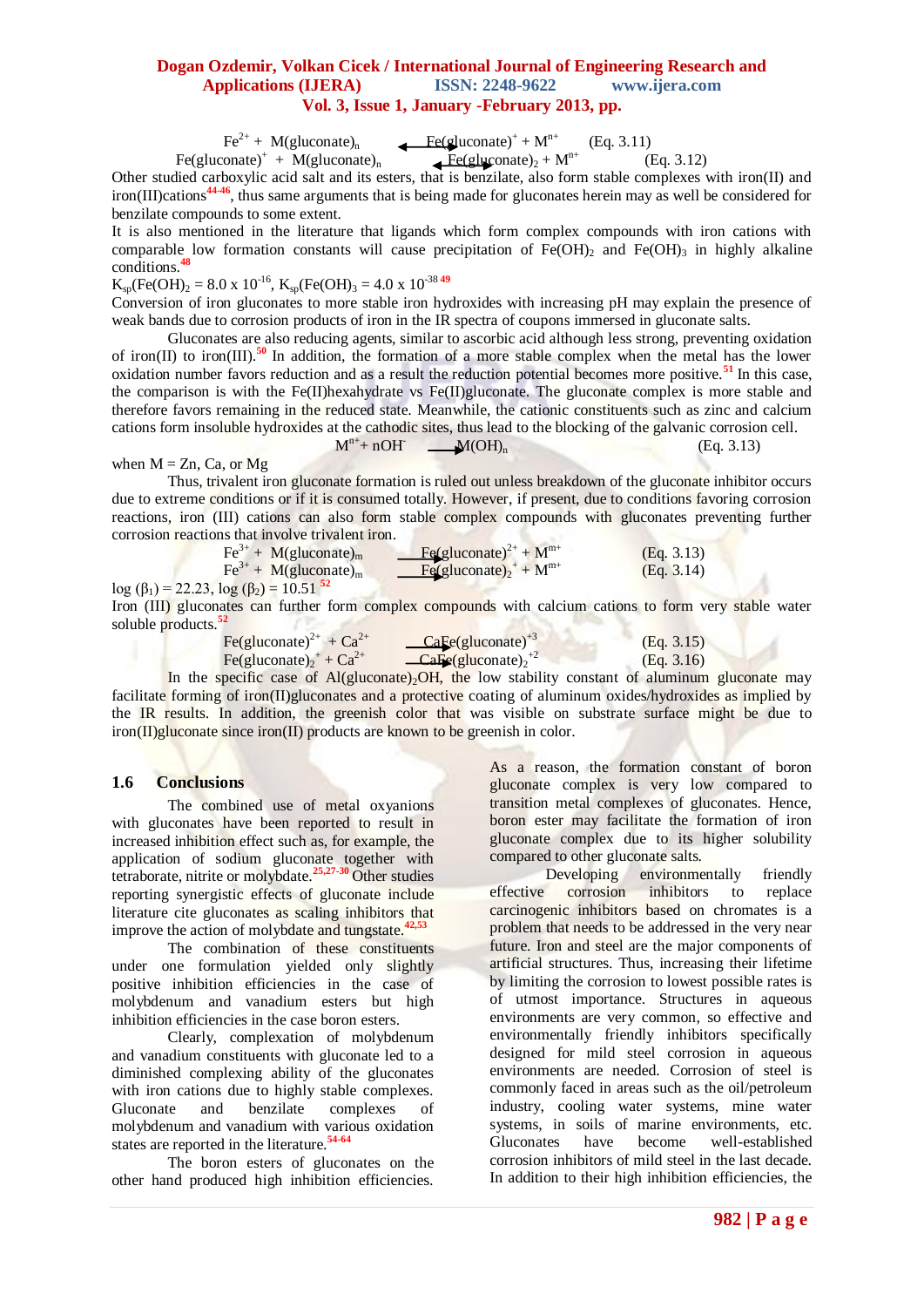$$Fe^{2+} + M(gluconate)_n \leftarrow Fe(gluconate)^{+} + M^{n+} \quad \text{(Eq. 3.11)}$$

$$Fe(gluconate)^{+} + M(gluconate)_n \leftarrow Fe(gluconate)_2 + M^{n+} \quad \text{(Eq. 3.12)}$$

Other studied carboxylic acid salt and its esters, that is benzilate, also form stable complexes with iron(II) and iron(III)cations[44-46], thus same arguments that is being made for gluconates herein may as well be considered for benzilate compounds to some extent.

It is also mentioned in the literature that ligands which form complex compounds with iron cations with comparable low formation constants will cause precipitation of $Fe(OH)_2$ and $Fe(OH)_3$ in highly alkaline conditions.[48]

$K_{sp}(Fe(OH)_2 = 8.0 \times 10^{-16}$, $K_{sp}(Fe(OH)_3 = 4.0 \times 10^{-38}$ [49]

Conversion of iron gluconates to more stable iron hydroxides with increasing pH may explain the presence of weak bands due to corrosion products of iron in the IR spectra of coupons immersed in gluconate salts.

Gluconates are also reducing agents, similar to ascorbic acid although less strong, preventing oxidation of iron(II) to iron(III).[50] In addition, the formation of a more stable complex when the metal has the lower oxidation number favors reduction and as a result the reduction potential becomes more positive.[51] In this case, the comparison is with the Fe(II)hexahydrate vs Fe(II)gluconate. The gluconate complex is more stable and therefore favors remaining in the reduced state. Meanwhile, the cationic constituents such as zinc and calcium cations form insoluble hydroxides at the cathodic sites, thus lead to the blocking of the galvanic corrosion cell.

$$M^{n+} + nOH^{-} \rightarrow M(OH)_n \quad \text{(Eq. 3.13)}$$

when M = Zn, Ca, or Mg

Thus, trivalent iron gluconate formation is ruled out unless breakdown of the gluconate inhibitor occurs due to extreme conditions or if it is consumed totally. However, if present, due to conditions favoring corrosion reactions, iron (III) cations can also form stable complex compounds with gluconates preventing further corrosion reactions that involve trivalent iron.

$$Fe^{3+} + M(gluconate)_m \rightarrow Fe(gluconate)^{2+} + M^{m+} \quad \text{(Eq. 3.13)}$$

$$Fe^{3+} + M(gluconate)_m \rightarrow Fe(gluconate)_2^{+} + M^{m+} \quad \text{(Eq. 3.14)}$$

$\log(\beta_1) = 22.23$, $\log(\beta_2) = 10.51$ [52]

Iron (III) gluconates can further form complex compounds with calcium cations to form very stable water soluble products.[52]

$$Fe(gluconate)^{2+} + Ca^{2+} \rightarrow CaFe(gluconate)^{+3} \quad \text{(Eq. 3.15)}$$

$$Fe(gluconate)_2^{+} + Ca^{2+} \rightarrow CaFe(gluconate)_2^{+2} \quad \text{(Eq. 3.16)}$$

In the specific case of $Al(gluconate)_2OH$, the low stability constant of aluminum gluconate may facilitate forming of iron(II)gluconates and a protective coating of aluminum oxides/hydroxides as implied by the IR results. In addition, the greenish color that was visible on substrate surface might be due to iron(II)gluconate since iron(II) products are known to be greenish in color.

## 1.6 Conclusions

The combined use of metal oxyanions with gluconates have been reported to result in increased inhibition effect such as, for example, the application of sodium gluconate together with tetraborate, nitrite or molybdate.[25,27-30] Other studies reporting synergistic effects of gluconate include literature cite gluconates as scaling inhibitors that improve the action of molybdate and tungstate.[42,53]

The combination of these constituents under one formulation yielded only slightly positive inhibition efficiencies in the case of molybdenum and vanadium esters but high inhibition efficiencies in the case boron esters.

Clearly, complexation of molybdenum and vanadium constituents with gluconate led to a diminished complexing ability of the gluconates with iron cations due to highly stable complexes. Gluconate and benzilate complexes of molybdenum and vanadium with various oxidation states are reported in the literature.[54-64]

The boron esters of gluconates on the other hand produced high inhibition efficiencies. As a reason, the formation constant of boron gluconate complex is very low compared to transition metal complexes of gluconates. Hence, boron ester may facilitate the formation of iron gluconate complex due to its higher solubility compared to other gluconate salts.

Developing environmentally friendly effective corrosion inhibitors to replace carcinogenic inhibitors based on chromates is a problem that needs to be addressed in the very near future. Iron and steel are the major components of artificial structures. Thus, increasing their lifetime by limiting the corrosion to lowest possible rates is of utmost importance. Structures in aqueous environments are very common, so effective and environmentally friendly inhibitors specifically designed for mild steel corrosion in aqueous environments are needed. Corrosion of steel is commonly faced in areas such as the oil/petroleum industry, cooling water systems, mine water systems, in soils of marine environments, etc. Gluconates have become well-established corrosion inhibitors of mild steel in the last decade. In addition to their high inhibition efficiencies, the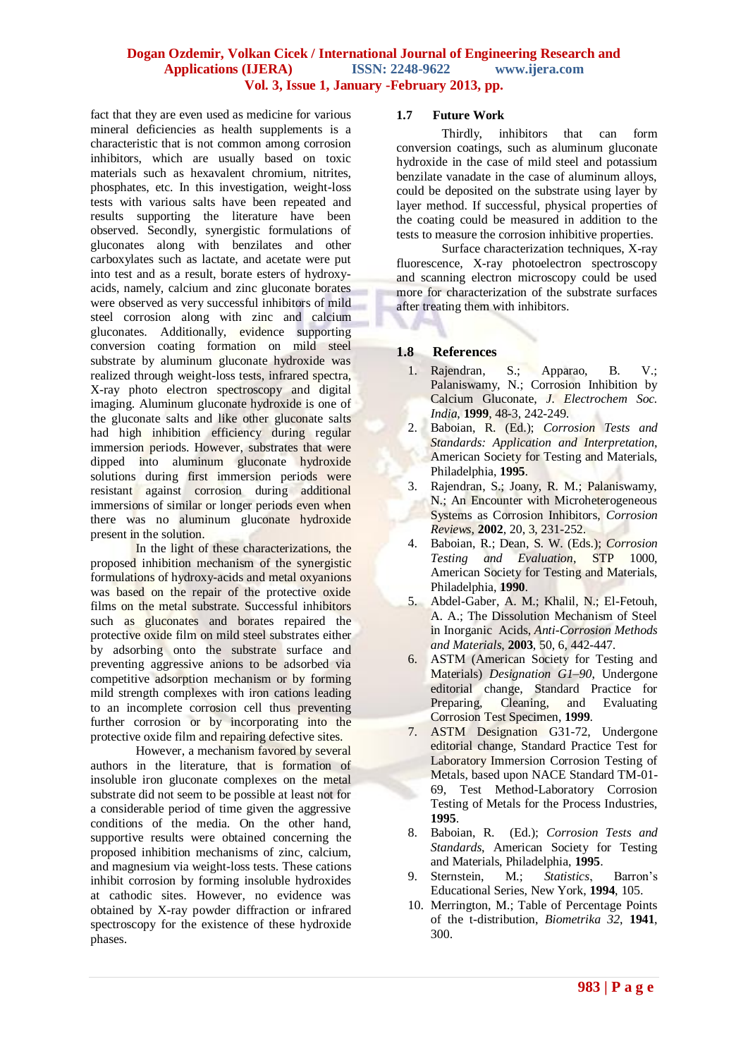fact that they are even used as medicine for various mineral deficiencies as health supplements is a characteristic that is not common among corrosion inhibitors, which are usually based on toxic materials such as hexavalent chromium, nitrites, phosphates, etc. In this investigation, weight-loss tests with various salts have been repeated and results supporting the literature have been observed. Secondly, synergistic formulations of gluconates along with benzilates and other carboxylates such as lactate, and acetate were put into test and as a result, borate esters of hydroxy-acids, namely, calcium and zinc gluconate borates were observed as very successful inhibitors of mild steel corrosion along with zinc and calcium gluconates. Additionally, evidence supporting conversion coating formation on mild steel substrate by aluminum gluconate hydroxide was realized through weight-loss tests, infrared spectra, X-ray photo electron spectroscopy and digital imaging. Aluminum gluconate hydroxide is one of the gluconate salts and like other gluconate salts had high inhibition efficiency during regular immersion periods. However, substrates that were dipped into aluminum gluconate hydroxide solutions during first immersion periods were resistant against corrosion during additional immersions of similar or longer periods even when there was no aluminum gluconate hydroxide present in the solution.

In the light of these characterizations, the proposed inhibition mechanism of the synergistic formulations of hydroxy-acids and metal oxyanions was based on the repair of the protective oxide films on the metal substrate. Successful inhibitors such as gluconates and borates repaired the protective oxide film on mild steel substrates either by adsorbing onto the substrate surface and preventing aggressive anions to be adsorbed via competitive adsorption mechanism or by forming mild strength complexes with iron cations leading to an incomplete corrosion cell thus preventing further corrosion or by incorporating into the protective oxide film and repairing defective sites.

However, a mechanism favored by several authors in the literature, that is formation of insoluble iron gluconate complexes on the metal substrate did not seem to be possible at least not for a considerable period of time given the aggressive conditions of the media. On the other hand, supportive results were obtained concerning the proposed inhibition mechanisms of zinc, calcium, and magnesium via weight-loss tests. These cations inhibit corrosion by forming insoluble hydroxides at cathodic sites. However, no evidence was obtained by X-ray powder diffraction or infrared spectroscopy for the existence of these hydroxide phases.

### 1.7 Future Work

Thirdly, inhibitors that can form conversion coatings, such as aluminum gluconate hydroxide in the case of mild steel and potassium benzilate vanadate in the case of aluminum alloys, could be deposited on the substrate using layer by layer method. If successful, physical properties of the coating could be measured in addition to the tests to measure the corrosion inhibitive properties.

Surface characterization techniques, X-ray fluorescence, X-ray photoelectron spectroscopy and scanning electron microscopy could be used more for characterization of the substrate surfaces after treating them with inhibitors.

### 1.8 References

1. Rajendran, S.; Apparao, B. V.; Palaniswamy, N.; Corrosion Inhibition by Calcium Gluconate, *J. Electrochem Soc. India*, **1999**, 48-3, 242-249.
2. Baboian, R. (Ed.); *Corrosion Tests and Standards: Application and Interpretation*, American Society for Testing and Materials, Philadelphia, **1995**.
3. Rajendran, S.; Joany, R. M.; Palaniswamy, N.; An Encounter with Microheterogeneous Systems as Corrosion Inhibitors, *Corrosion Reviews*, **2002**, 20, 3, 231-252.
4. Baboian, R.; Dean, S. W. (Eds.); *Corrosion Testing and Evaluation*, STP 1000, American Society for Testing and Materials, Philadelphia, **1990**.
5. Abdel-Gaber, A. M.; Khalil, N.; El-Fetouh, A. A.; The Dissolution Mechanism of Steel in Inorganic Acids, *Anti-Corrosion Methods and Materials*, **2003**, 50, 6, 442-447.
6. ASTM (American Society for Testing and Materials) *Designation G1–90*, Undergone editorial change, Standard Practice for Preparing, Cleaning, and Evaluating Corrosion Test Specimen, **1999**.
7. ASTM Designation G31-72, Undergone editorial change, Standard Practice Test for Laboratory Immersion Corrosion Testing of Metals, based upon NACE Standard TM-01-69, Test Method-Laboratory Corrosion Testing of Metals for the Process Industries, **1995**.
8. Baboian, R. (Ed.); *Corrosion Tests and Standards*, American Society for Testing and Materials, Philadelphia, **1995**.
9. Sternstein, M.; *Statistics*, Barron's Educational Series, New York, **1994**, 105.
10. Merrington, M.; Table of Percentage Points of the t-distribution, *Biometrika 32*, **1941**, 300.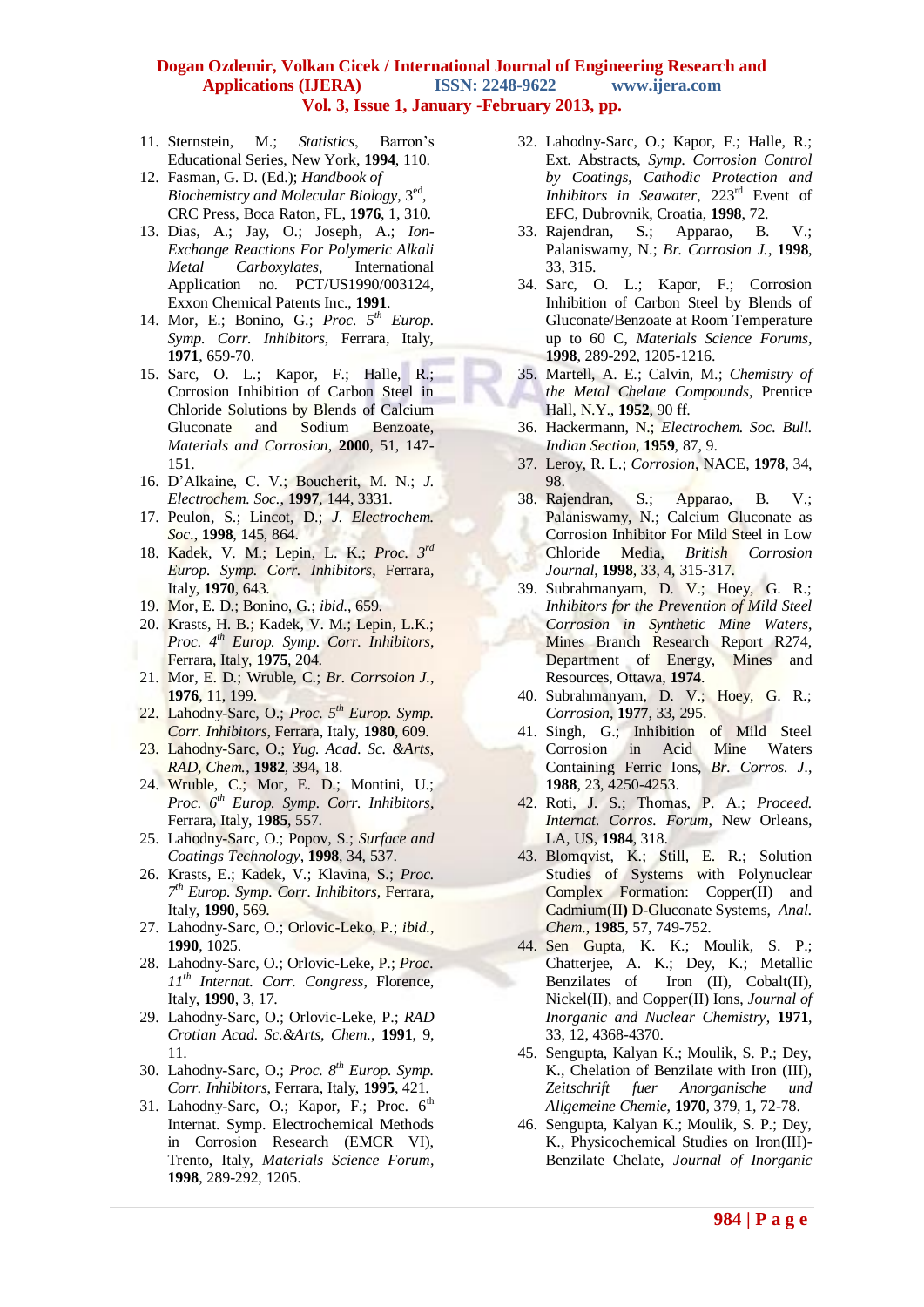11. Sternstein, M.; *Statistics*, Barron's Educational Series, New York, **1994**, 110.
12. Fasman, G. D. (Ed.); *Handbook of Biochemistry and Molecular Biology*, 3[ed], CRC Press, Boca Raton, FL, **1976**, 1, 310.
13. Dias, A.; Jay, O.; Joseph, A.; *Ion-Exchange Reactions For Polymeric Alkali Metal Carboxylates*, International Application no. PCT/US1990/003124, Exxon Chemical Patents Inc., **1991**.
14. Mor, E.; Bonino, G.; *Proc. 5[th] Europ. Symp. Corr. Inhibitors*, Ferrara, Italy, **1971**, 659-70.
15. Sarc, O. L.; Kapor, F.; Halle, R.; Corrosion Inhibition of Carbon Steel in Chloride Solutions by Blends of Calcium Gluconate and Sodium Benzoate, *Materials and Corrosion*, **2000**, 51, 147-151.
16. D'Alkaine, C. V.; Boucherit, M. N.; *J. Electrochem. Soc.*, **1997**, 144, 3331.
17. Peulon, S.; Lincot, D.; *J. Electrochem. Soc.*, **1998**, 145, 864.
18. Kadek, V. M.; Lepin, L. K.; *Proc. 3[rd] Europ. Symp. Corr. Inhibitors*, Ferrara, Italy, **1970**, 643.
19. Mor, E. D.; Bonino, G.; *ibid.*, 659.
20. Krasts, H. B.; Kadek, V. M.; Lepin, L.K.; *Proc. 4[th] Europ. Symp. Corr. Inhibitors*, Ferrara, Italy, **1975**, 204.
21. Mor, E. D.; Wruble, C.; *Br. Corrsoion J.*, **1976**, 11, 199.
22. Lahodny-Sarc, O.; *Proc. 5[th] Europ. Symp. Corr. Inhibitors*, Ferrara, Italy, **1980**, 609.
23. Lahodny-Sarc, O.; *Yug. Acad. Sc. &Arts, RAD, Chem.*, **1982**, 394, 18.
24. Wruble, C.; Mor, E. D.; Montini, U.; *Proc. 6[th] Europ. Symp. Corr. Inhibitors*, Ferrara, Italy, **1985**, 557.
25. Lahodny-Sarc, O.; Popov, S.; *Surface and Coatings Technology*, **1998**, 34, 537.
26. Krasts, E.; Kadek, V.; Klavina, S.; *Proc. 7[th] Europ. Symp. Corr. Inhibitors*, Ferrara, Italy, **1990**, 569.
27. Lahodny-Sarc, O.; Orlovic-Leko, P.; *ibid.*, **1990**, 1025.
28. Lahodny-Sarc, O.; Orlovic-Leke, P.; *Proc. 11[th] Internat. Corr. Congress*, Florence, Italy, **1990**, 3, 17.
29. Lahodny-Sarc, O.; Orlovic-Leke, P.; *RAD Crotian Acad. Sc.&Arts, Chem.*, **1991**, 9, 11.
30. Lahodny-Sarc, O.; *Proc. 8[th] Europ. Symp. Corr. Inhibitors*, Ferrara, Italy, **1995**, 421.
31. Lahodny-Sarc, O.; Kapor, F.; Proc. 6[th] Internat. Symp. Electrochemical Methods in Corrosion Research (EMCR VI), Trento, Italy, *Materials Science Forum*, **1998**, 289-292, 1205.
32. Lahodny-Sarc, O.; Kapor, F.; Halle, R.; Ext. Abstracts, *Symp. Corrosion Control by Coatings, Cathodic Protection and Inhibitors in Seawater*, 223[rd] Event of EFC, Dubrovnik, Croatia, **1998**, 72.
33. Rajendran, S.; Apparao, B. V.; Palaniswamy, N.; *Br. Corrosion J.*, **1998**, 33, 315.
34. Sarc, O. L.; Kapor, F.; Corrosion Inhibition of Carbon Steel by Blends of Gluconate/Benzoate at Room Temperature up to 60 C, *Materials Science Forums*, **1998**, 289-292, 1205-1216.
35. Martell, A. E.; Calvin, M.; *Chemistry of the Metal Chelate Compounds*, Prentice Hall, N.Y., **1952**, 90 ff.
36. Hackermann, N.; *Electrochem. Soc. Bull. Indian Section*, **1959**, 87, 9.
37. Leroy, R. L.; *Corrosion*, NACE, **1978**, 34, 98.
38. Rajendran, S.; Apparao, B. V.; Palaniswamy, N.; Calcium Gluconate as Corrosion Inhibitor For Mild Steel in Low Chloride Media, *British Corrosion Journal*, **1998**, 33, 4, 315-317.
39. Subrahmanyam, D. V.; Hoey, G. R.; *Inhibitors for the Prevention of Mild Steel Corrosion in Synthetic Mine Waters*, Mines Branch Research Report R274, Department of Energy, Mines and Resources, Ottawa, **1974**.
40. Subrahmanyam, D. V.; Hoey, G. R.; *Corrosion*, **1977**, 33, 295.
41. Singh, G.; Inhibition of Mild Steel Corrosion in Acid Mine Waters Containing Ferric Ions, *Br. Corros. J.*, **1988**, 23, 4250-4253.
42. Roti, J. S.; Thomas, P. A.; *Proceed. Internat. Corros. Forum*, New Orleans, LA, US, **1984**, 318.
43. Blomqvist, K.; Still, E. R.; Solution Studies of Systems with Polynuclear Complex Formation: Copper(II) and Cadmium(II) D-Gluconate Systems, *Anal. Chem.*, **1985**, 57, 749-752.
44. Sen Gupta, K. K.; Moulik, S. P.; Chatterjee, A. K.; Dey, K.; Metallic Benzilates of Iron (II), Cobalt(II), Nickel(II), and Copper(II) Ions, *Journal of Inorganic and Nuclear Chemistry*, **1971**, 33, 12, 4368-4370.
45. Sengupta, Kalyan K.; Moulik, S. P.; Dey, K., Chelation of Benzilate with Iron (III), *Zeitschrift fuer Anorganische und Allgemeine Chemie*, **1970**, 379, 1, 72-78.
46. Sengupta, Kalyan K.; Moulik, S. P.; Dey, K., Physicochemical Studies on Iron(III)-Benzilate Chelate, *Journal of Inorganic*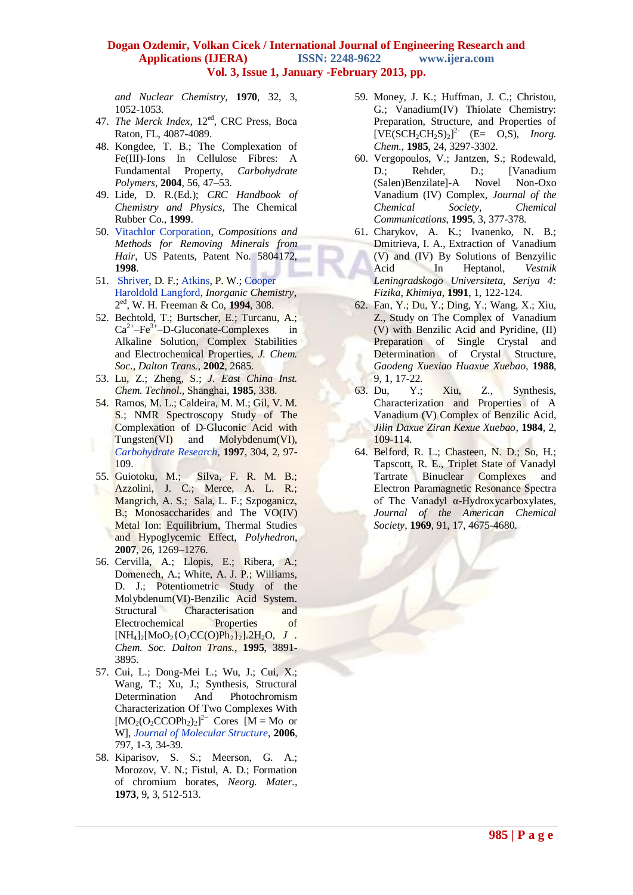*and Nuclear Chemistry*, **1970**, 32, 3, 1052-1053.

47. *The Merck Index*, 12[ed], CRC Press, Boca Raton, FL, 4087-4089.
48. Kongdee, T. B.; The Complexation of Fe(III)-Ions In Cellulose Fibres: A Fundamental Property, *Carbohydrate Polymers*, **2004**, 56, 47–53.
49. Lide, D. R.(Ed.); *CRC Handbook of Chemistry and Physics*, The Chemical Rubber Co., **1999**.
50. Vitachlor Corporation, *Compositions and Methods for Removing Minerals from Hair*, US Patents, Patent No. 5804172, **1998**.
51. Shriver, D. F.; Atkins, P. W.; Cooper Haroldold Langford, *Inorganic Chemistry*, 2[ed], W. H. Freeman & Co, **1994**, 308.
52. Bechtold, T.; Burtscher, E.; Turcanu, A.; $Ca^{2+}$–$Fe^{3+}$–D-Gluconate-Complexes in Alkaline Solution, Complex Stabilities and Electrochemical Properties, *J. Chem. Soc., Dalton Trans.*, **2002**, 2685.
53. Lu, Z.; Zheng, S.; *J. East China Inst. Chem. Technol.*, Shanghai, **1985**, 338.
54. Ramos, M. L.; Caldeira, M. M.; Gil, V. M. S.; NMR Spectroscopy Study of The Complexation of D-Gluconic Acid with Tungsten(VI) and Molybdenum(VI), *Carbohydrate Research*, **1997**, 304, 2, 97-109.
55. Guiotoku, M.; Silva, F. R. M. B.; Azzolini, J. C.; Merce, A. L. R.; Mangrich, A. S.; Sala, L. F.; Szpoganicz, B.; Monosaccharides and The VO(IV) Metal Ion: Equilibrium, Thermal Studies and Hypoglycemic Effect, *Polyhedron*, **2007**, 26, 1269–1276.
56. Cervilla, A.; Llopis, E.; Ribera, A.; Domenech, A.; White, A. J. P.; Williams, D. J.; Potentiometric Study of the Molybdenum(VI)-Benzilic Acid System. Structural Characterisation and Electrochemical Properties of $[NH_4]_2[MoO_2\{O_2CC(O)Ph_2\}_2].2H_2O$, *J. Chem. Soc. Dalton Trans.*, **1995**, 3891-3895.
57. Cui, L.; Dong-Mei L.; Wu, J.; Cui, X.; Wang, T.; Xu, J.; Synthesis, Structural Determination And Photochromism Characterization Of Two Complexes With $[MO_2(O_2CCOPh_2)_2]^{2-}$ Cores [M = Mo or W], *Journal of Molecular Structure*, **2006**, 797, 1-3, 34-39.
58. Kiparisov, S. S.; Meerson, G. A.; Morozov, V. N.; Fistul, A. D.; Formation of chromium borates, *Neorg. Mater.*, **1973**, 9, 3, 512-513.
59. Money, J. K.; Huffman, J. C.; Christou, G.; Vanadium(IV) Thiolate Chemistry: Preparation, Structure, and Properties of $[VE(SCH_2CH_2S)_2]^{2-}$ (E= O,S), *Inorg. Chem.*, **1985**, 24, 3297-3302.
60. Vergopoulos, V.; Jantzen, S.; Rodewald, D.; Rehder, D.; [Vanadium (Salen)Benzilate]-A Novel Non-Oxo Vanadium (IV) Complex, *Journal of the Chemical Society, Chemical Communications*, **1995**, 3, 377-378.
61. Charykov, A. K.; Ivanenko, N. B.; Dmitrieva, I. A., Extraction of Vanadium (V) and (IV) By Solutions of Benzylic Acid In Heptanol, *Vestnik Leningradskogo Universiteta, Seriya 4: Fizika, Khimiya*, **1991**, 1, 122-124.
62. Fan, Y.; Du, Y.; Ding, Y.; Wang, X.; Xiu, Z., Study on The Complex of Vanadium (V) with Benzilic Acid and Pyridine, (II) Preparation of Single Crystal and Determination of Crystal Structure, *Gaodeng Xuexiao Huaxue Xuebao*, **1988**, 9, 1, 17-22.
63. Du, Y.; Xiu, Z., Synthesis, Characterization and Properties of A Vanadium (V) Complex of Benzilic Acid, *Jilin Daxue Ziran Kexue Xuebao*, **1984**, 2, 109-114.
64. Belford, R. L.; Chasteen, N. D.; So, H.; Tapscott, R. E., Triplet State of Vanadyl Tartrate Binuclear Complexes and Electron Paramagnetic Resonance Spectra of The Vanadyl α-Hydroxycarboxylates, *Journal of the American Chemical Society*, **1969**, 91, 17, 4675-4680.